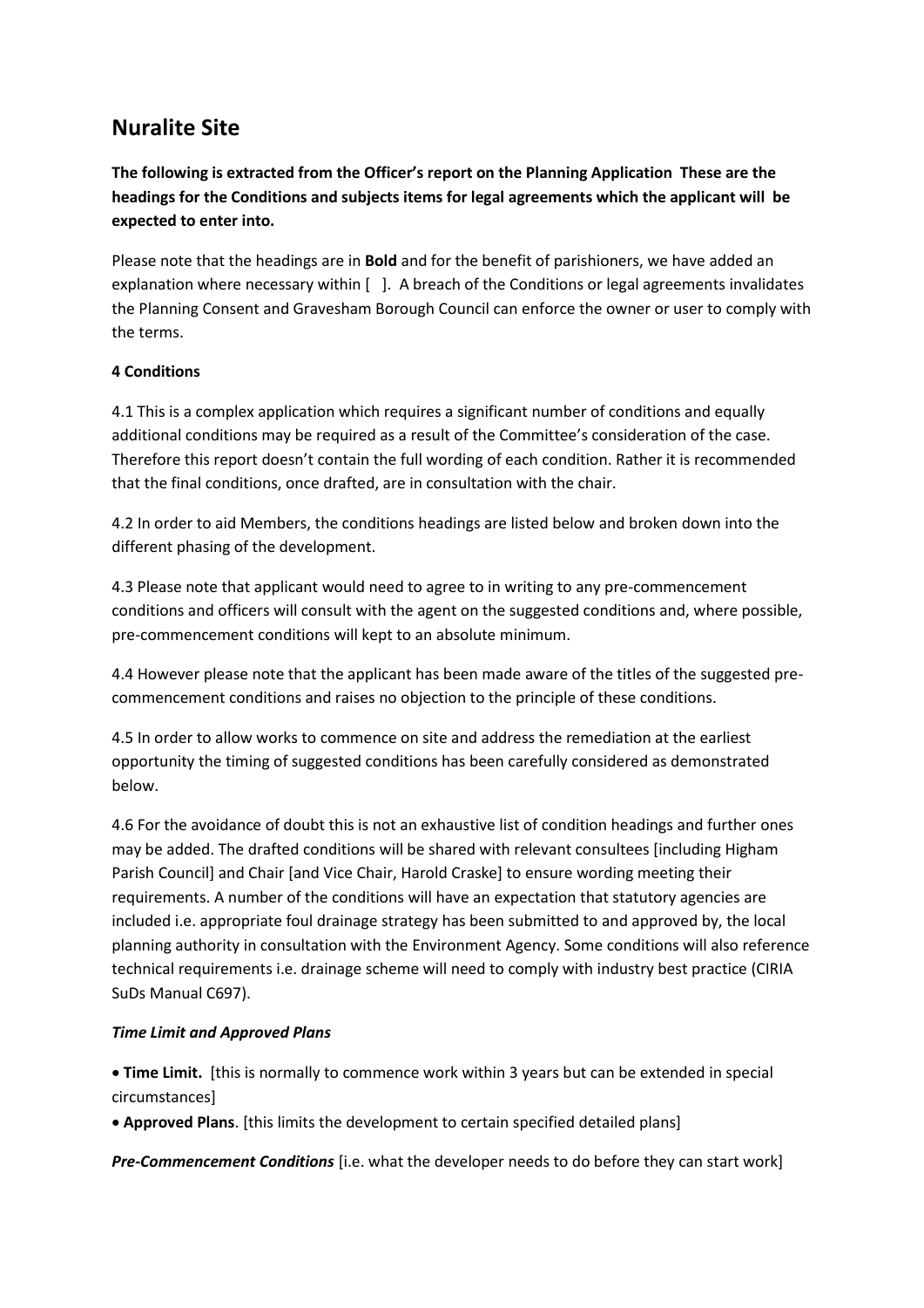# Nuralite Site

**The following is extracted from the Officer's report on the Planning Application These are the headings for the Conditions and subjects items for legal agreements which the applicant will be expected to enter into.**

Please note that the headings are in **Bold** and for the benefit of parishioners, we have added an explanation where necessary within [ ]. A breach of the Conditions or legal agreements invalidates the Planning Consent and Gravesham Borough Council can enforce the owner or user to comply with the terms.

**4 Conditions**

4.1 This is a complex application which requires a significant number of conditions and equally additional conditions may be required as a result of the Committee's consideration of the case. Therefore this report doesn't contain the full wording of each condition. Rather it is recommended that the final conditions, once drafted, are in consultation with the chair.

4.2 In order to aid Members, the conditions headings are listed below and broken down into the different phasing of the development.

4.3 Please note that applicant would need to agree to in writing to any pre-commencement conditions and officers will consult with the agent on the suggested conditions and, where possible, pre-commencement conditions will kept to an absolute minimum.

4.4 However please note that the applicant has been made aware of the titles of the suggested pre-commencement conditions and raises no objection to the principle of these conditions.

4.5 In order to allow works to commence on site and address the remediation at the earliest opportunity the timing of suggested conditions has been carefully considered as demonstrated below.

4.6 For the avoidance of doubt this is not an exhaustive list of condition headings and further ones may be added. The drafted conditions will be shared with relevant consultees [including Higham Parish Council] and Chair [and Vice Chair, Harold Craske] to ensure wording meeting their requirements. A number of the conditions will have an expectation that statutory agencies are included i.e. appropriate foul drainage strategy has been submitted to and approved by, the local planning authority in consultation with the Environment Agency. Some conditions will also reference technical requirements i.e. drainage scheme will need to comply with industry best practice (CIRIA SuDs Manual C697).

***Time Limit and Approved Plans***

- **Time Limit.** [this is normally to commence work within 3 years but can be extended in special circumstances]
- **Approved Plans**. [this limits the development to certain specified detailed plans]

***Pre-Commencement Conditions*** [i.e. what the developer needs to do before they can start work]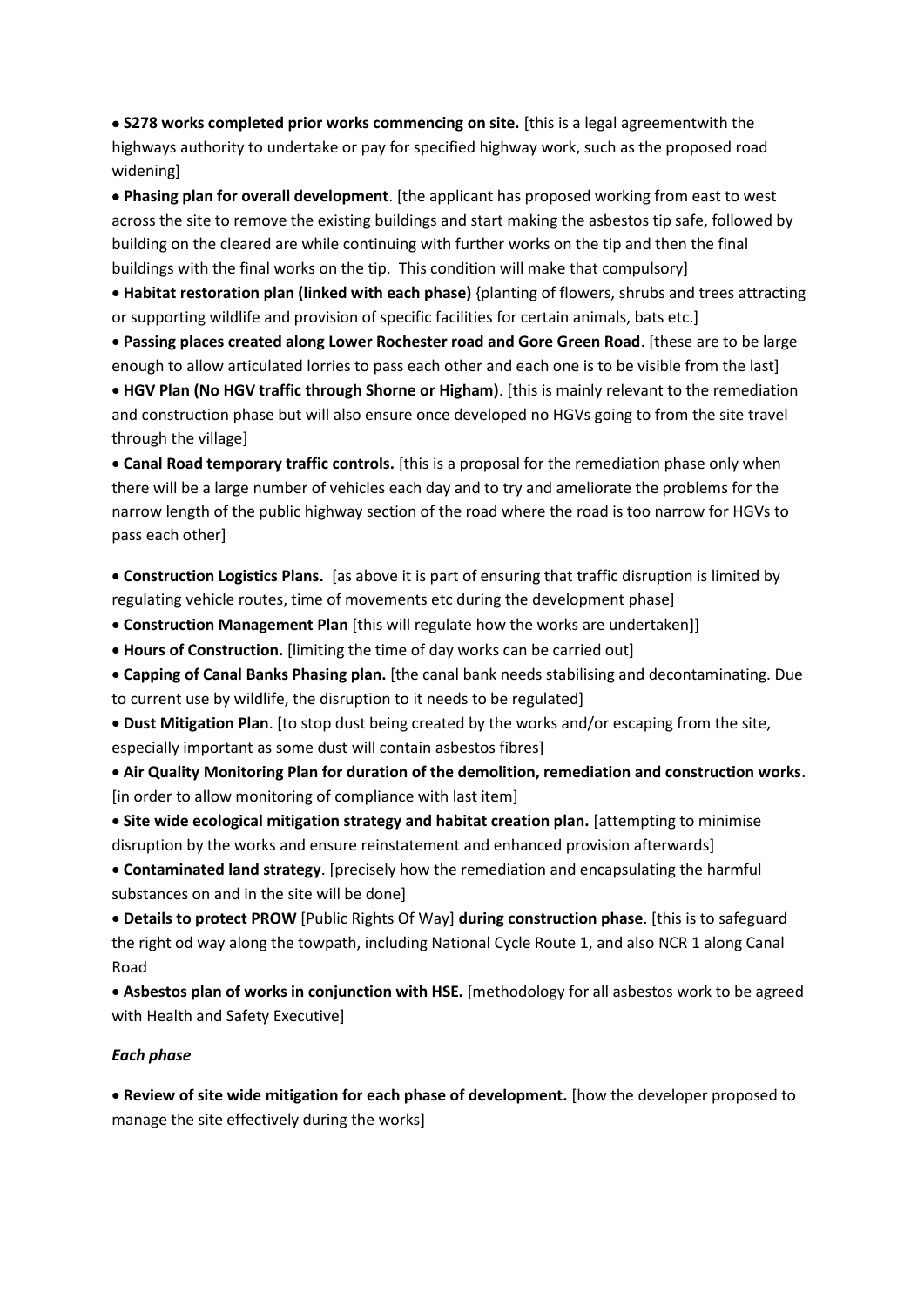- **S278 works completed prior works commencing on site.** [this is a legal agreementwith the highways authority to undertake or pay for specified highway work, such as the proposed road widening]
- **Phasing plan for overall development**. [the applicant has proposed working from east to west across the site to remove the existing buildings and start making the asbestos tip safe, followed by building on the cleared are while continuing with further works on the tip and then the final buildings with the final works on the tip. This condition will make that compulsory]
- **Habitat restoration plan (linked with each phase)** {planting of flowers, shrubs and trees attracting or supporting wildlife and provision of specific facilities for certain animals, bats etc.]
- **Passing places created along Lower Rochester road and Gore Green Road**. [these are to be large enough to allow articulated lorries to pass each other and each one is to be visible from the last]
- **HGV Plan (No HGV traffic through Shorne or Higham)**. [this is mainly relevant to the remediation and construction phase but will also ensure once developed no HGVs going to from the site travel through the village]
- **Canal Road temporary traffic controls.** [this is a proposal for the remediation phase only when there will be a large number of vehicles each day and to try and ameliorate the problems for the narrow length of the public highway section of the road where the road is too narrow for HGVs to pass each other]

- **Construction Logistics Plans.** [as above it is part of ensuring that traffic disruption is limited by regulating vehicle routes, time of movements etc during the development phase]
- **Construction Management Plan** [this will regulate how the works are undertaken]]
- **Hours of Construction.** [limiting the time of day works can be carried out]
- **Capping of Canal Banks Phasing plan.** [the canal bank needs stabilising and decontaminating. Due to current use by wildlife, the disruption to it needs to be regulated]
- **Dust Mitigation Plan**. [to stop dust being created by the works and/or escaping from the site, especially important as some dust will contain asbestos fibres]
- **Air Quality Monitoring Plan for duration of the demolition, remediation and construction works**. [in order to allow monitoring of compliance with last item]
- **Site wide ecological mitigation strategy and habitat creation plan.** [attempting to minimise disruption by the works and ensure reinstatement and enhanced provision afterwards]
- **Contaminated land strategy**. [precisely how the remediation and encapsulating the harmful substances on and in the site will be done]
- **Details to protect PROW** [Public Rights Of Way] **during construction phase**. [this is to safeguard the right od way along the towpath, including National Cycle Route 1, and also NCR 1 along Canal Road
- **Asbestos plan of works in conjunction with HSE.** [methodology for all asbestos work to be agreed with Health and Safety Executive]

***Each phase***

- **Review of site wide mitigation for each phase of development.** [how the developer proposed to manage the site effectively during the works]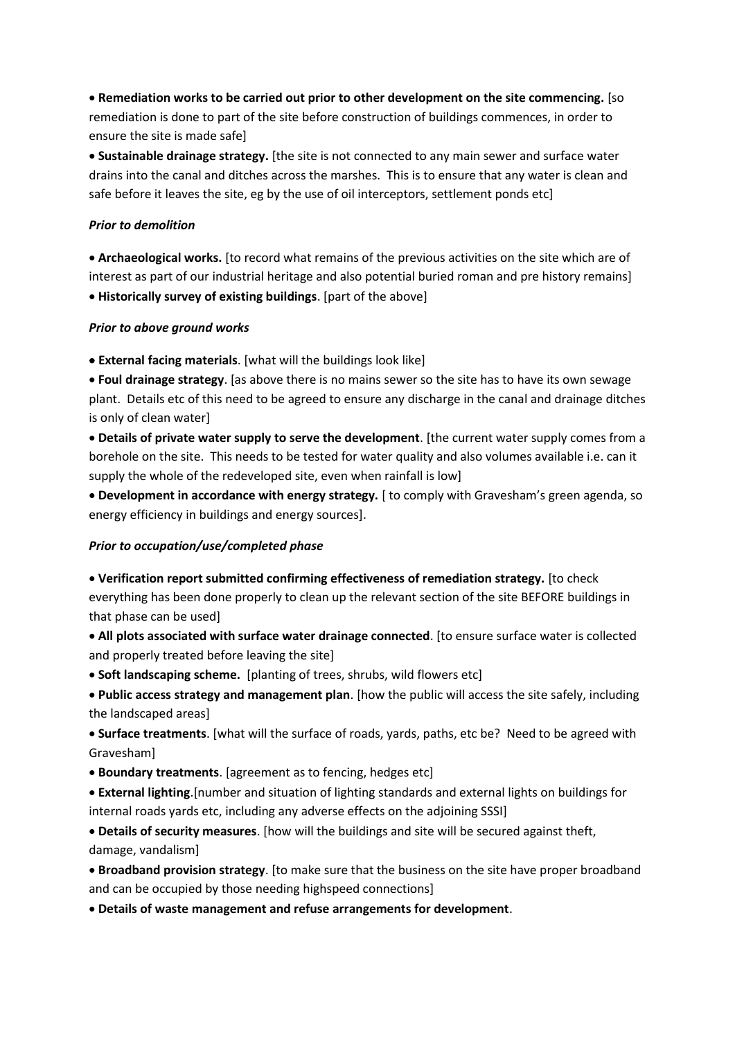- **Remediation works to be carried out prior to other development on the site commencing.** [so remediation is done to part of the site before construction of buildings commences, in order to ensure the site is made safe]
- **Sustainable drainage strategy.** [the site is not connected to any main sewer and surface water drains into the canal and ditches across the marshes. This is to ensure that any water is clean and safe before it leaves the site, eg by the use of oil interceptors, settlement ponds etc]

***Prior to demolition***

- **Archaeological works.** [to record what remains of the previous activities on the site which are of interest as part of our industrial heritage and also potential buried roman and pre history remains]
- **Historically survey of existing buildings**. [part of the above]

***Prior to above ground works***

- **External facing materials**. [what will the buildings look like]
- **Foul drainage strategy**. [as above there is no mains sewer so the site has to have its own sewage plant. Details etc of this need to be agreed to ensure any discharge in the canal and drainage ditches is only of clean water]
- **Details of private water supply to serve the development**. [the current water supply comes from a borehole on the site. This needs to be tested for water quality and also volumes available i.e. can it supply the whole of the redeveloped site, even when rainfall is low]
- **Development in accordance with energy strategy.** [ to comply with Gravesham's green agenda, so energy efficiency in buildings and energy sources].

***Prior to occupation/use/completed phase***

- **Verification report submitted confirming effectiveness of remediation strategy.** [to check everything has been done properly to clean up the relevant section of the site BEFORE buildings in that phase can be used]
- **All plots associated with surface water drainage connected**. [to ensure surface water is collected and properly treated before leaving the site]
- **Soft landscaping scheme.** [planting of trees, shrubs, wild flowers etc]
- **Public access strategy and management plan**. [how the public will access the site safely, including the landscaped areas]
- **Surface treatments**. [what will the surface of roads, yards, paths, etc be? Need to be agreed with Gravesham]
- **Boundary treatments**. [agreement as to fencing, hedges etc]
- **External lighting**.[number and situation of lighting standards and external lights on buildings for internal roads yards etc, including any adverse effects on the adjoining SSSI]
- **Details of security measures**. [how will the buildings and site will be secured against theft, damage, vandalism]
- **Broadband provision strategy**. [to make sure that the business on the site have proper broadband and can be occupied by those needing highspeed connections]
- **Details of waste management and refuse arrangements for development**.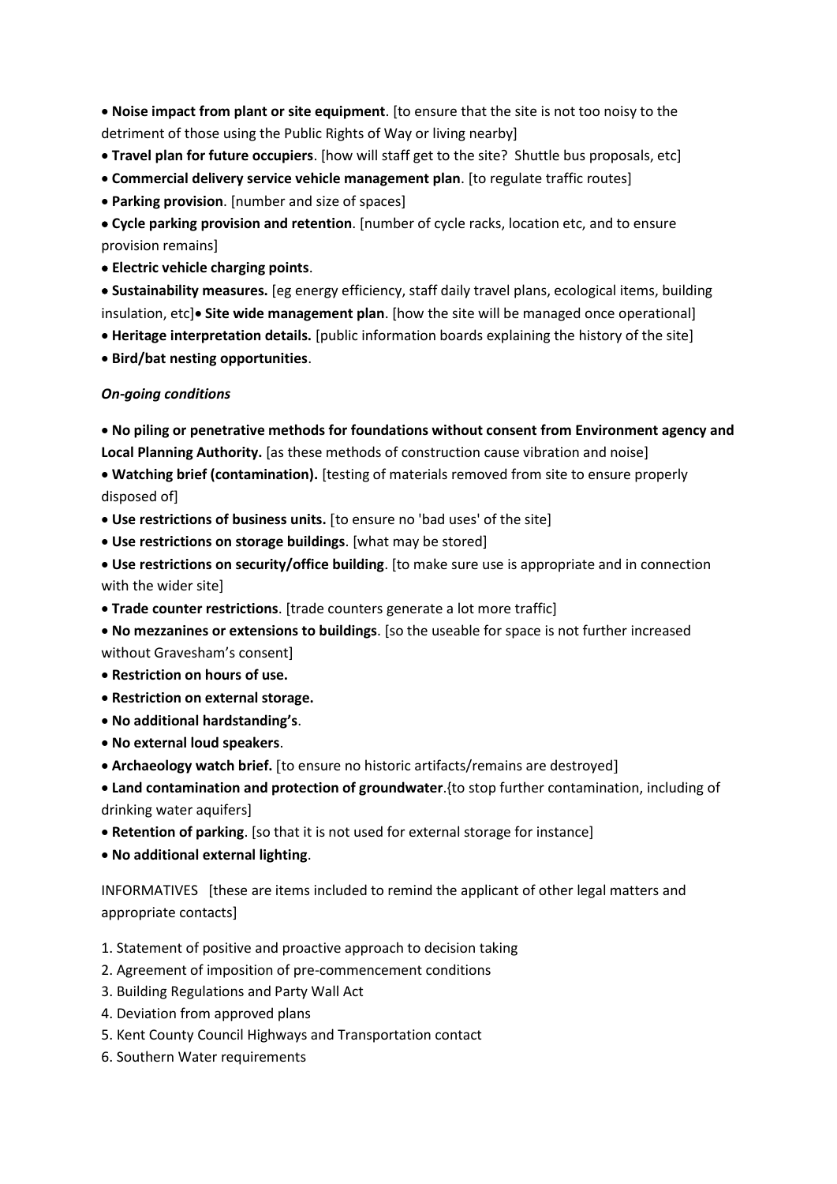- **Noise impact from plant or site equipment**. [to ensure that the site is not too noisy to the detriment of those using the Public Rights of Way or living nearby]
- **Travel plan for future occupiers**. [how will staff get to the site? Shuttle bus proposals, etc]
- **Commercial delivery service vehicle management plan**. [to regulate traffic routes]
- **Parking provision**. [number and size of spaces]
- **Cycle parking provision and retention**. [number of cycle racks, location etc, and to ensure provision remains]
- **Electric vehicle charging points**.
- **Sustainability measures.** [eg energy efficiency, staff daily travel plans, ecological items, building insulation, etc]
- **Site wide management plan**. [how the site will be managed once operational]
- **Heritage interpretation details.** [public information boards explaining the history of the site]
- **Bird/bat nesting opportunities**.

***On-going conditions***

- **No piling or penetrative methods for foundations without consent from Environment agency and Local Planning Authority.** [as these methods of construction cause vibration and noise]
- **Watching brief (contamination).** [testing of materials removed from site to ensure properly disposed of]
- **Use restrictions of business units.** [to ensure no 'bad uses' of the site]
- **Use restrictions on storage buildings**. [what may be stored]
- **Use restrictions on security/office building**. [to make sure use is appropriate and in connection with the wider site]
- **Trade counter restrictions**. [trade counters generate a lot more traffic]
- **No mezzanines or extensions to buildings**. [so the useable for space is not further increased without Gravesham's consent]
- **Restriction on hours of use.**
- **Restriction on external storage.**
- **No additional hardstanding's**.
- **No external loud speakers**.
- **Archaeology watch brief.** [to ensure no historic artifacts/remains are destroyed]
- **Land contamination and protection of groundwater**.{to stop further contamination, including of drinking water aquifers]
- **Retention of parking**. [so that it is not used for external storage for instance]
- **No additional external lighting**.

INFORMATIVES [these are items included to remind the applicant of other legal matters and appropriate contacts]

1. Statement of positive and proactive approach to decision taking
2. Agreement of imposition of pre-commencement conditions
3. Building Regulations and Party Wall Act
4. Deviation from approved plans
5. Kent County Council Highways and Transportation contact
6. Southern Water requirements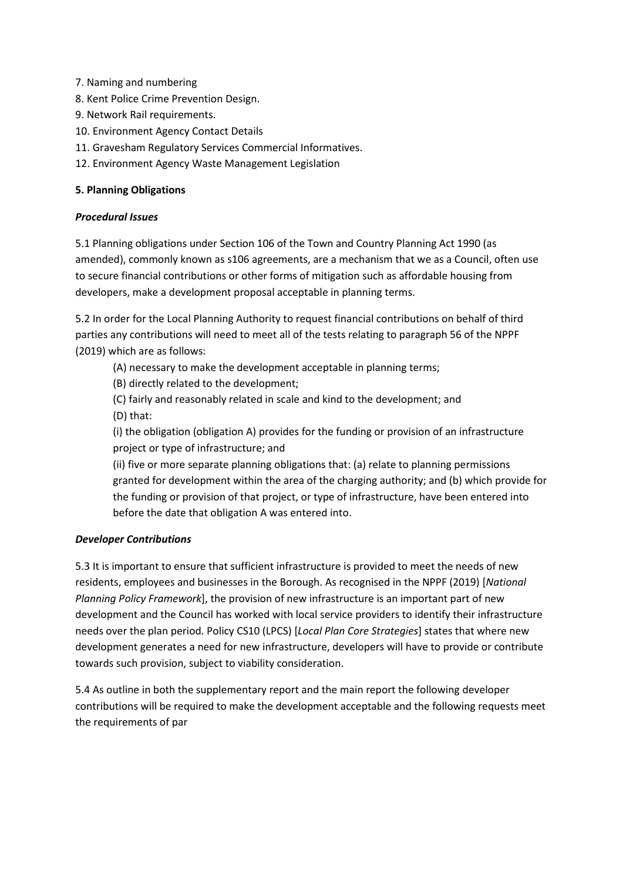7. Naming and numbering
8. Kent Police Crime Prevention Design.
9. Network Rail requirements.
10. Environment Agency Contact Details
11. Gravesham Regulatory Services Commercial Informatives.
12. Environment Agency Waste Management Legislation

**5. Planning Obligations**

***Procedural Issues***

5.1 Planning obligations under Section 106 of the Town and Country Planning Act 1990 (as amended), commonly known as s106 agreements, are a mechanism that we as a Council, often use to secure financial contributions or other forms of mitigation such as affordable housing from developers, make a development proposal acceptable in planning terms.

5.2 In order for the Local Planning Authority to request financial contributions on behalf of third parties any contributions will need to meet all of the tests relating to paragraph 56 of the NPPF (2019) which are as follows:

(A) necessary to make the development acceptable in planning terms;

(B) directly related to the development;

(C) fairly and reasonably related in scale and kind to the development; and

(D) that:

(i) the obligation (obligation A) provides for the funding or provision of an infrastructure project or type of infrastructure; and

(ii) five or more separate planning obligations that: (a) relate to planning permissions granted for development within the area of the charging authority; and (b) which provide for the funding or provision of that project, or type of infrastructure, have been entered into before the date that obligation A was entered into.

***Developer Contributions***

5.3 It is important to ensure that sufficient infrastructure is provided to meet the needs of new residents, employees and businesses in the Borough. As recognised in the NPPF (2019) [*National Planning Policy Framework*], the provision of new infrastructure is an important part of new development and the Council has worked with local service providers to identify their infrastructure needs over the plan period. Policy CS10 (LPCS) [*Local Plan Core Strategies*] states that where new development generates a need for new infrastructure, developers will have to provide or contribute towards such provision, subject to viability consideration.

5.4 As outline in both the supplementary report and the main report the following developer contributions will be required to make the development acceptable and the following requests meet the requirements of par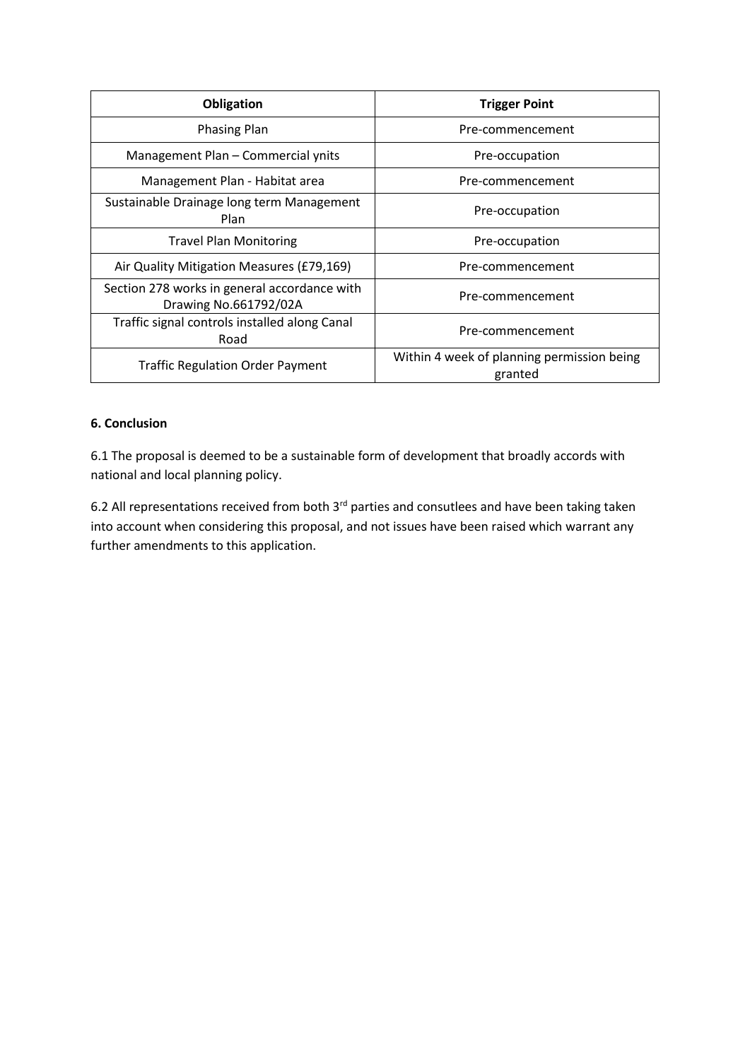| Obligation | Trigger Point |
|---|---|
| Phasing Plan | Pre-commencement |
| Management Plan – Commercial ynits | Pre-occupation |
| Management Plan - Habitat area | Pre-commencement |
| Sustainable Drainage long term Management Plan | Pre-occupation |
| Travel Plan Monitoring | Pre-occupation |
| Air Quality Mitigation Measures (£79,169) | Pre-commencement |
| Section 278 works in general accordance with Drawing No.661792/02A | Pre-commencement |
| Traffic signal controls installed along Canal Road | Pre-commencement |
| Traffic Regulation Order Payment | Within 4 week of planning permission being granted |

**6. Conclusion**

6.1 The proposal is deemed to be a sustainable form of development that broadly accords with national and local planning policy.

6.2 All representations received from both 3rd parties and consultees and have been taking taken into account when considering this proposal, and not issues have been raised which warrant any further amendments to this application.